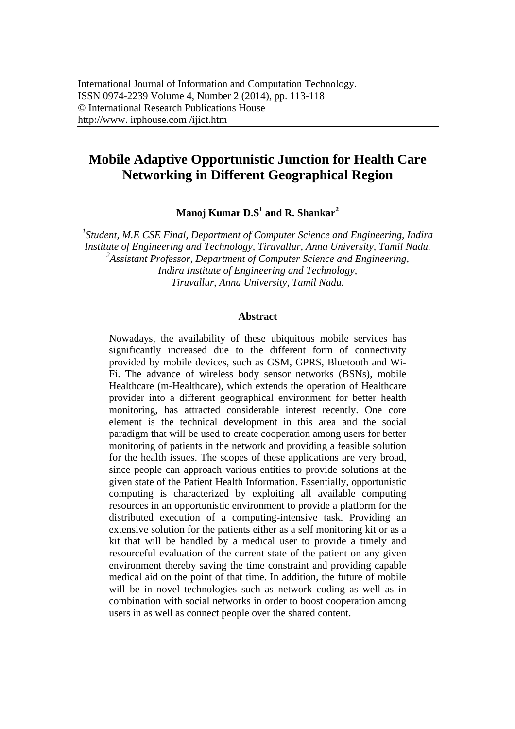International Journal of Information and Computation Technology.
ISSN 0974-2239 Volume 4, Number 2 (2014), pp. 113-118
© International Research Publications House
http://www. irphouse.com /ijict.htm

# Mobile Adaptive Opportunistic Junction for Health Care Networking in Different Geographical Region

**Manoj Kumar D.S[1] and R. Shankar[2]**

*[1]Student, M.E CSE Final, Department of Computer Science and Engineering, Indira Institute of Engineering and Technology, Tiruvallur, Anna University, Tamil Nadu.*
*[2]Assistant Professor, Department of Computer Science and Engineering, Indira Institute of Engineering and Technology, Tiruvallur, Anna University, Tamil Nadu.*

## Abstract

Nowadays, the availability of these ubiquitous mobile services has significantly increased due to the different form of connectivity provided by mobile devices, such as GSM, GPRS, Bluetooth and Wi-Fi. The advance of wireless body sensor networks (BSNs), mobile Healthcare (m-Healthcare), which extends the operation of Healthcare provider into a different geographical environment for better health monitoring, has attracted considerable interest recently. One core element is the technical development in this area and the social paradigm that will be used to create cooperation among users for better monitoring of patients in the network and providing a feasible solution for the health issues. The scopes of these applications are very broad, since people can approach various entities to provide solutions at the given state of the Patient Health Information. Essentially, opportunistic computing is characterized by exploiting all available computing resources in an opportunistic environment to provide a platform for the distributed execution of a computing-intensive task. Providing an extensive solution for the patients either as a self monitoring kit or as a kit that will be handled by a medical user to provide a timely and resourceful evaluation of the current state of the patient on any given environment thereby saving the time constraint and providing capable medical aid on the point of that time. In addition, the future of mobile will be in novel technologies such as network coding as well as in combination with social networks in order to boost cooperation among users in as well as connect people over the shared content.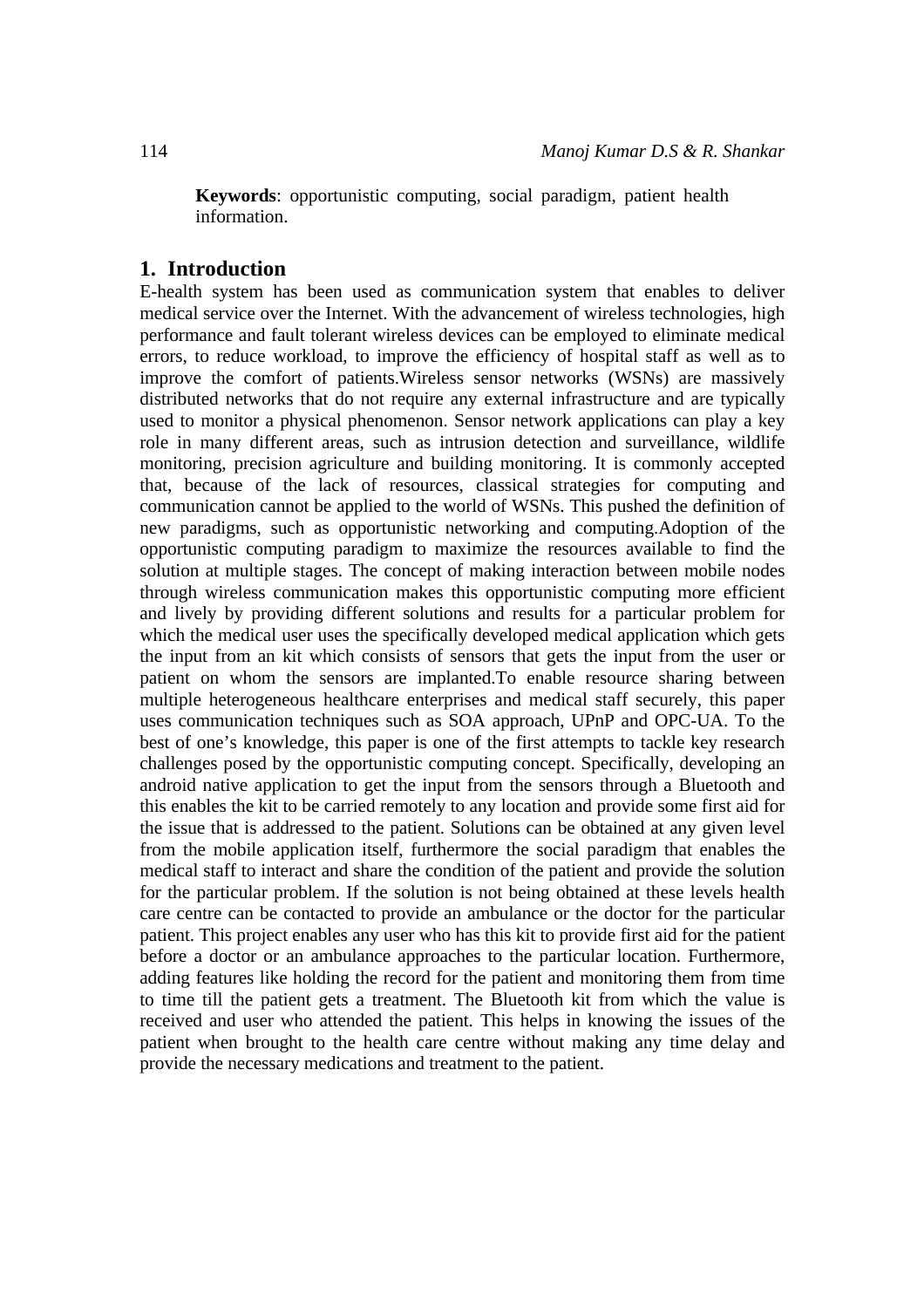**Keywords**: opportunistic computing, social paradigm, patient health information.

## 1. Introduction

E-health system has been used as communication system that enables to deliver medical service over the Internet. With the advancement of wireless technologies, high performance and fault tolerant wireless devices can be employed to eliminate medical errors, to reduce workload, to improve the efficiency of hospital staff as well as to improve the comfort of patients.Wireless sensor networks (WSNs) are massively distributed networks that do not require any external infrastructure and are typically used to monitor a physical phenomenon. Sensor network applications can play a key role in many different areas, such as intrusion detection and surveillance, wildlife monitoring, precision agriculture and building monitoring. It is commonly accepted that, because of the lack of resources, classical strategies for computing and communication cannot be applied to the world of WSNs. This pushed the definition of new paradigms, such as opportunistic networking and computing.Adoption of the opportunistic computing paradigm to maximize the resources available to find the solution at multiple stages. The concept of making interaction between mobile nodes through wireless communication makes this opportunistic computing more efficient and lively by providing different solutions and results for a particular problem for which the medical user uses the specifically developed medical application which gets the input from an kit which consists of sensors that gets the input from the user or patient on whom the sensors are implanted.To enable resource sharing between multiple heterogeneous healthcare enterprises and medical staff securely, this paper uses communication techniques such as SOA approach, UPnP and OPC-UA. To the best of one's knowledge, this paper is one of the first attempts to tackle key research challenges posed by the opportunistic computing concept. Specifically, developing an android native application to get the input from the sensors through a Bluetooth and this enables the kit to be carried remotely to any location and provide some first aid for the issue that is addressed to the patient. Solutions can be obtained at any given level from the mobile application itself, furthermore the social paradigm that enables the medical staff to interact and share the condition of the patient and provide the solution for the particular problem. If the solution is not being obtained at these levels health care centre can be contacted to provide an ambulance or the doctor for the particular patient. This project enables any user who has this kit to provide first aid for the patient before a doctor or an ambulance approaches to the particular location. Furthermore, adding features like holding the record for the patient and monitoring them from time to time till the patient gets a treatment. The Bluetooth kit from which the value is received and user who attended the patient. This helps in knowing the issues of the patient when brought to the health care centre without making any time delay and provide the necessary medications and treatment to the patient.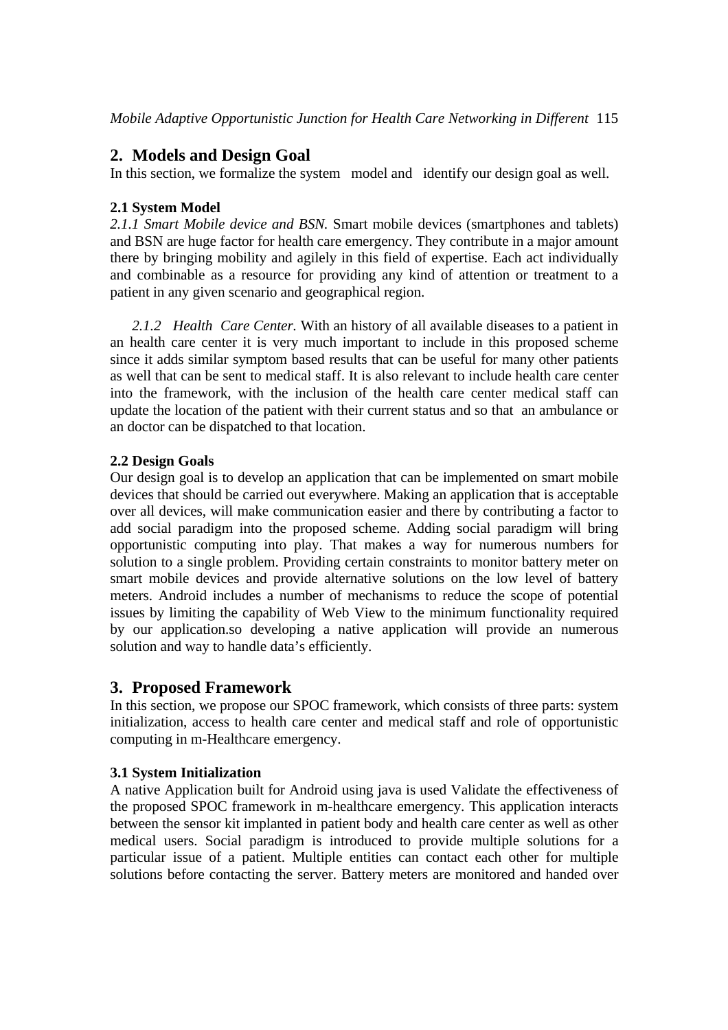## 2. Models and Design Goal

In this section, we formalize the system model and identify our design goal as well.

### 2.1 System Model

*2.1.1 Smart Mobile device and BSN.* Smart mobile devices (smartphones and tablets) and BSN are huge factor for health care emergency. They contribute in a major amount there by bringing mobility and agilely in this field of expertise. Each act individually and combinable as a resource for providing any kind of attention or treatment to a patient in any given scenario and geographical region.

*2.1.2 Health Care Center.* With an history of all available diseases to a patient in an health care center it is very much important to include in this proposed scheme since it adds similar symptom based results that can be useful for many other patients as well that can be sent to medical staff. It is also relevant to include health care center into the framework, with the inclusion of the health care center medical staff can update the location of the patient with their current status and so that an ambulance or an doctor can be dispatched to that location.

### 2.2 Design Goals

Our design goal is to develop an application that can be implemented on smart mobile devices that should be carried out everywhere. Making an application that is acceptable over all devices, will make communication easier and there by contributing a factor to add social paradigm into the proposed scheme. Adding social paradigm will bring opportunistic computing into play. That makes a way for numerous numbers for solution to a single problem. Providing certain constraints to monitor battery meter on smart mobile devices and provide alternative solutions on the low level of battery meters. Android includes a number of mechanisms to reduce the scope of potential issues by limiting the capability of Web View to the minimum functionality required by our application.so developing a native application will provide an numerous solution and way to handle data's efficiently.

## 3. Proposed Framework

In this section, we propose our SPOC framework, which consists of three parts: system initialization, access to health care center and medical staff and role of opportunistic computing in m-Healthcare emergency.

### 3.1 System Initialization

A native Application built for Android using java is used Validate the effectiveness of the proposed SPOC framework in m-healthcare emergency. This application interacts between the sensor kit implanted in patient body and health care center as well as other medical users. Social paradigm is introduced to provide multiple solutions for a particular issue of a patient. Multiple entities can contact each other for multiple solutions before contacting the server. Battery meters are monitored and handed over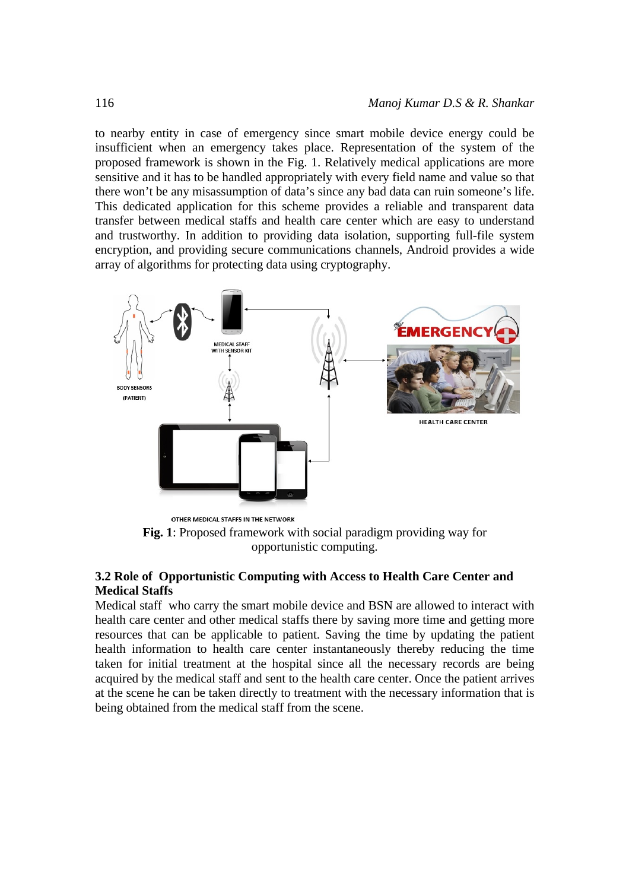to nearby entity in case of emergency since smart mobile device energy could be insufficient when an emergency takes place. Representation of the system of the proposed framework is shown in the Fig. 1. Relatively medical applications are more sensitive and it has to be handled appropriately with every field name and value so that there won't be any misassumption of data's since any bad data can ruin someone's life. This dedicated application for this scheme provides a reliable and transparent data transfer between medical staffs and health care center which are easy to understand and trustworthy. In addition to providing data isolation, supporting full-file system encryption, and providing secure communications channels, Android provides a wide array of algorithms for protecting data using cryptography.

**Fig. 1**: Proposed framework with social paradigm providing way for opportunistic computing.

### 3.2 Role of Opportunistic Computing with Access to Health Care Center and Medical Staffs

Medical staff who carry the smart mobile device and BSN are allowed to interact with health care center and other medical staffs there by saving more time and getting more resources that can be applicable to patient. Saving the time by updating the patient health information to health care center instantaneously thereby reducing the time taken for initial treatment at the hospital since all the necessary records are being acquired by the medical staff and sent to the health care center. Once the patient arrives at the scene he can be taken directly to treatment with the necessary information that is being obtained from the medical staff from the scene.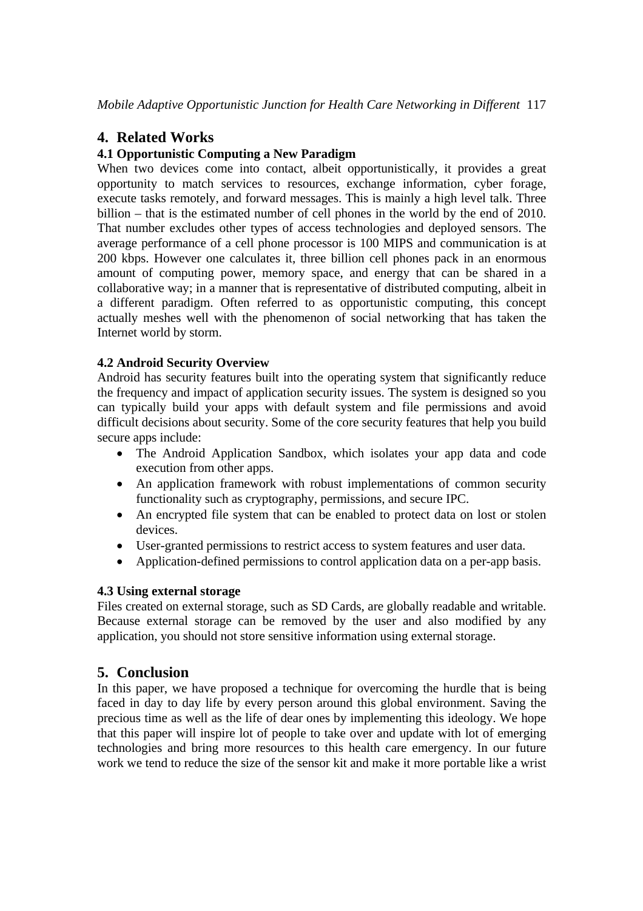## 4. Related Works

### 4.1 Opportunistic Computing a New Paradigm

When two devices come into contact, albeit opportunistically, it provides a great opportunity to match services to resources, exchange information, cyber forage, execute tasks remotely, and forward messages. This is mainly a high level talk. Three billion – that is the estimated number of cell phones in the world by the end of 2010. That number excludes other types of access technologies and deployed sensors. The average performance of a cell phone processor is 100 MIPS and communication is at 200 kbps. However one calculates it, three billion cell phones pack in an enormous amount of computing power, memory space, and energy that can be shared in a collaborative way; in a manner that is representative of distributed computing, albeit in a different paradigm. Often referred to as opportunistic computing, this concept actually meshes well with the phenomenon of social networking that has taken the Internet world by storm.

### 4.2 Android Security Overview

Android has security features built into the operating system that significantly reduce the frequency and impact of application security issues. The system is designed so you can typically build your apps with default system and file permissions and avoid difficult decisions about security. Some of the core security features that help you build secure apps include:

- The Android Application Sandbox, which isolates your app data and code execution from other apps.
- An application framework with robust implementations of common security functionality such as cryptography, permissions, and secure IPC.
- An encrypted file system that can be enabled to protect data on lost or stolen devices.
- User-granted permissions to restrict access to system features and user data.
- Application-defined permissions to control application data on a per-app basis.

### 4.3 Using external storage

Files created on external storage, such as SD Cards, are globally readable and writable. Because external storage can be removed by the user and also modified by any application, you should not store sensitive information using external storage.

## 5. Conclusion

In this paper, we have proposed a technique for overcoming the hurdle that is being faced in day to day life by every person around this global environment. Saving the precious time as well as the life of dear ones by implementing this ideology. We hope that this paper will inspire lot of people to take over and update with lot of emerging technologies and bring more resources to this health care emergency. In our future work we tend to reduce the size of the sensor kit and make it more portable like a wrist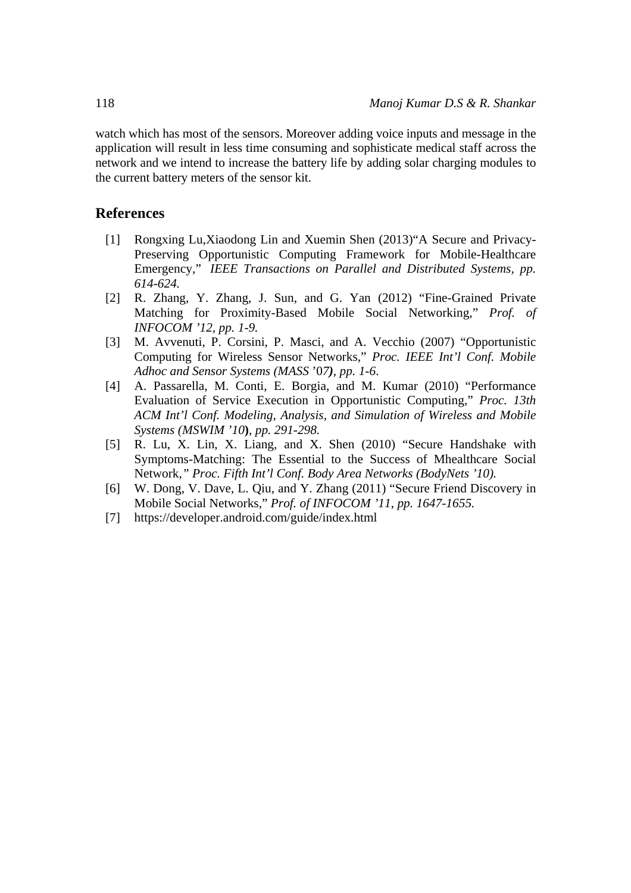watch which has most of the sensors. Moreover adding voice inputs and message in the application will result in less time consuming and sophisticate medical staff across the network and we intend to increase the battery life by adding solar charging modules to the current battery meters of the sensor kit.

## References

[1] Rongxing Lu,Xiaodong Lin and Xuemin Shen (2013)"A Secure and Privacy-Preserving Opportunistic Computing Framework for Mobile-Healthcare Emergency," *IEEE Transactions on Parallel and Distributed Systems, pp. 614-624.*

[2] R. Zhang, Y. Zhang, J. Sun, and G. Yan (2012) "Fine-Grained Private Matching for Proximity-Based Mobile Social Networking," *Prof. of INFOCOM '12, pp. 1-9.*

[3] M. Avvenuti, P. Corsini, P. Masci, and A. Vecchio (2007) "Opportunistic Computing for Wireless Sensor Networks," *Proc. IEEE Int'l Conf. Mobile Adhoc and Sensor Systems (MASS '07), pp. 1-6.*

[4] A. Passarella, M. Conti, E. Borgia, and M. Kumar (2010) "Performance Evaluation of Service Execution in Opportunistic Computing," *Proc. 13th ACM Int'l Conf. Modeling, Analysis, and Simulation of Wireless and Mobile Systems (MSWIM '10), pp. 291-298.*

[5] R. Lu, X. Lin, X. Liang, and X. Shen (2010) "Secure Handshake with Symptoms-Matching: The Essential to the Success of Mhealthcare Social Network," *Proc. Fifth Int'l Conf. Body Area Networks (BodyNets '10).*

[6] W. Dong, V. Dave, L. Qiu, and Y. Zhang (2011) "Secure Friend Discovery in Mobile Social Networks," *Prof. of INFOCOM '11, pp. 1647-1655.*

[7] https://developer.android.com/guide/index.html